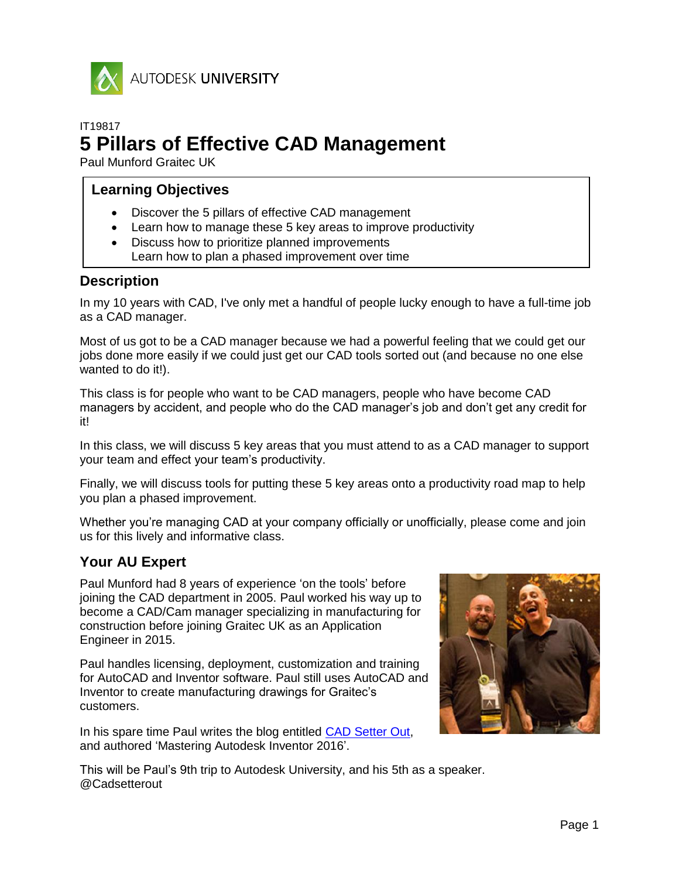AUTODESK UNIVERSITY

IT19817

# 5 Pillars of Effective CAD Management

Paul Munford Graitec UK

## Learning Objectives

- Discover the 5 pillars of effective CAD management
- Learn how to manage these 5 key areas to improve productivity
- Discuss how to prioritize planned improvements
  Learn how to plan a phased improvement over time

## Description

In my 10 years with CAD, I've only met a handful of people lucky enough to have a full-time job as a CAD manager.

Most of us got to be a CAD manager because we had a powerful feeling that we could get our jobs done more easily if we could just get our CAD tools sorted out (and because no one else wanted to do it!).

This class is for people who want to be CAD managers, people who have become CAD managers by accident, and people who do the CAD manager's job and don't get any credit for it!

In this class, we will discuss 5 key areas that you must attend to as a CAD manager to support your team and effect your team's productivity.

Finally, we will discuss tools for putting these 5 key areas onto a productivity road map to help you plan a phased improvement.

Whether you're managing CAD at your company officially or unofficially, please come and join us for this lively and informative class.

## Your AU Expert

Paul Munford had 8 years of experience 'on the tools' before joining the CAD department in 2005. Paul worked his way up to become a CAD/Cam manager specializing in manufacturing for construction before joining Graitec UK as an Application Engineer in 2015.

Paul handles licensing, deployment, customization and training for AutoCAD and Inventor software. Paul still uses AutoCAD and Inventor to create manufacturing drawings for Graitec's customers.

In his spare time Paul writes the blog entitled [CAD Setter Out](), and authored 'Mastering Autodesk Inventor 2016'.

This will be Paul's 9th trip to Autodesk University, and his 5th as a speaker.
@Cadsetterout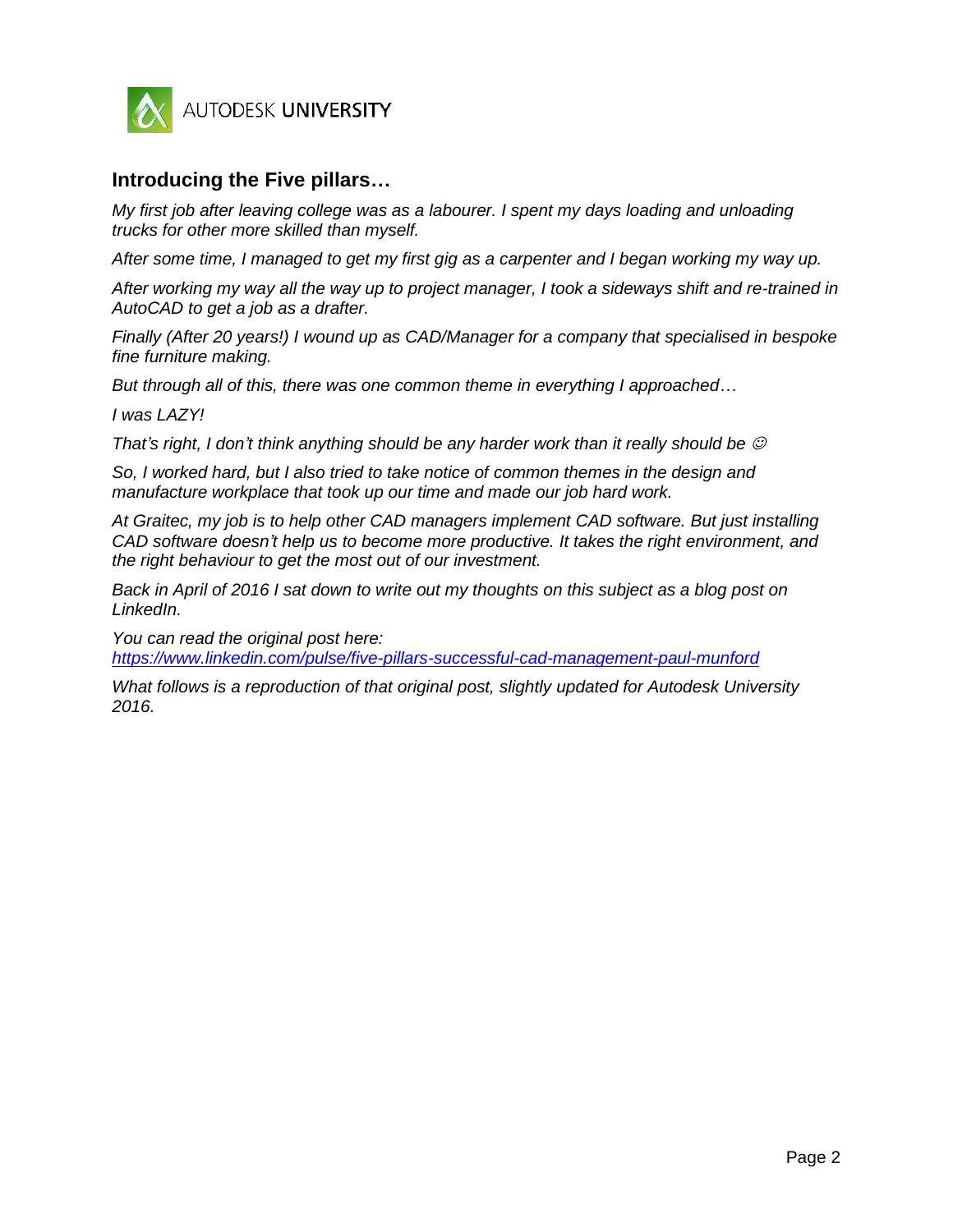## Introducing the Five pillars…

*My first job after leaving college was as a labourer. I spent my days loading and unloading trucks for other more skilled than myself.*

*After some time, I managed to get my first gig as a carpenter and I began working my way up.*

*After working my way all the way up to project manager, I took a sideways shift and re-trained in AutoCAD to get a job as a drafter.*

*Finally (After 20 years!) I wound up as CAD/Manager for a company that specialised in bespoke fine furniture making.*

*But through all of this, there was one common theme in everything I approached…*

*I was LAZY!*

*That's right, I don't think anything should be any harder work than it really should be ☺*

*So, I worked hard, but I also tried to take notice of common themes in the design and manufacture workplace that took up our time and made our job hard work.*

*At Graitec, my job is to help other CAD managers implement CAD software. But just installing CAD software doesn't help us to become more productive. It takes the right environment, and the right behaviour to get the most out of our investment.*

*Back in April of 2016 I sat down to write out my thoughts on this subject as a blog post on LinkedIn.*

*You can read the original post here:* *[https://www.linkedin.com/pulse/five-pillars-successful-cad-management-paul-munford](https://www.linkedin.com/pulse/five-pillars-successful-cad-management-paul-munford)*

*What follows is a reproduction of that original post, slightly updated for Autodesk University 2016.*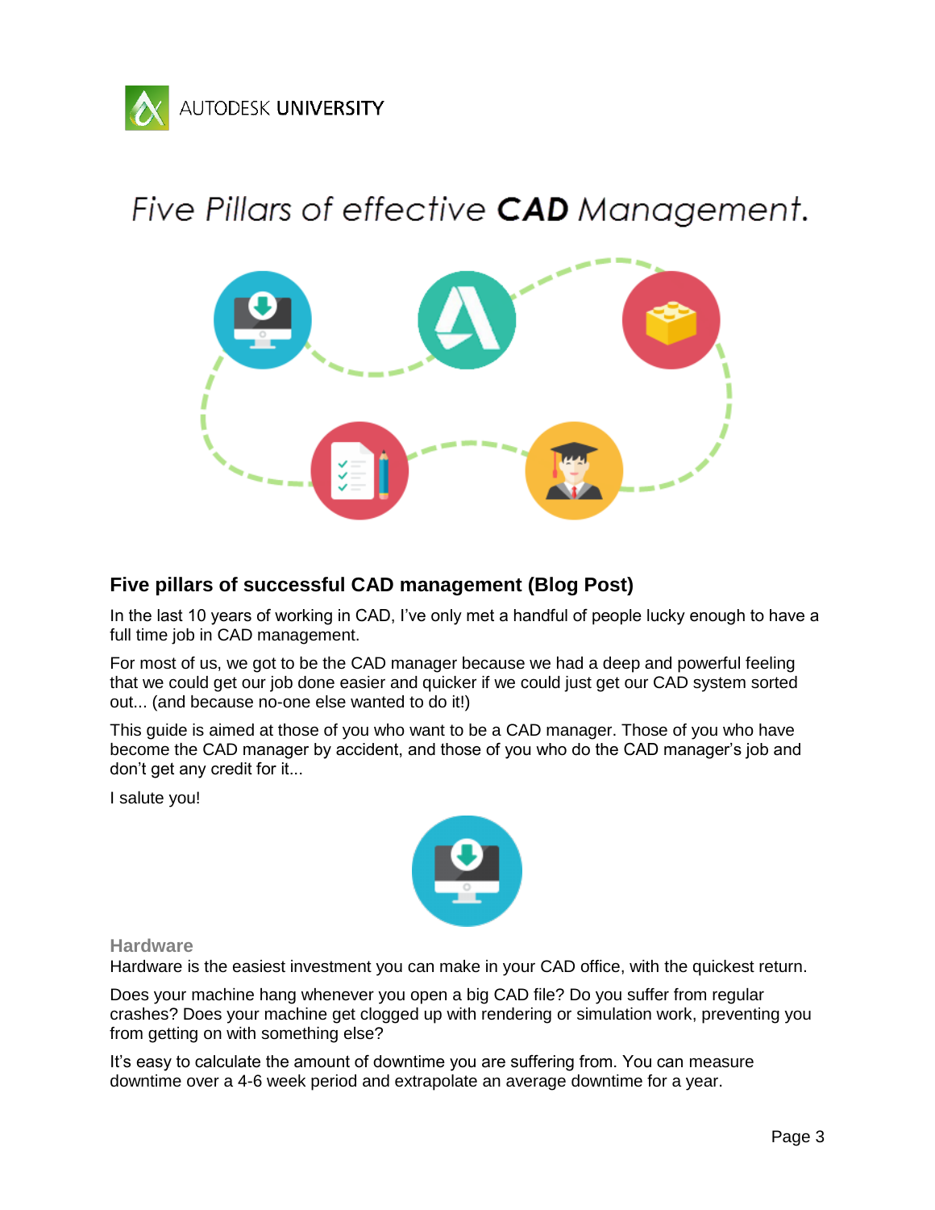# Five Pillars of effective **CAD** Management.

## Five pillars of successful CAD management (Blog Post)

In the last 10 years of working in CAD, I've only met a handful of people lucky enough to have a full time job in CAD management.

For most of us, we got to be the CAD manager because we had a deep and powerful feeling that we could get our job done easier and quicker if we could just get our CAD system sorted out... (and because no-one else wanted to do it!)

This guide is aimed at those of you who want to be a CAD manager. Those of you who have become the CAD manager by accident, and those of you who do the CAD manager's job and don't get any credit for it...

I salute you!

### Hardware

Hardware is the easiest investment you can make in your CAD office, with the quickest return.

Does your machine hang whenever you open a big CAD file? Do you suffer from regular crashes? Does your machine get clogged up with rendering or simulation work, preventing you from getting on with something else?

It's easy to calculate the amount of downtime you are suffering from. You can measure downtime over a 4-6 week period and extrapolate an average downtime for a year.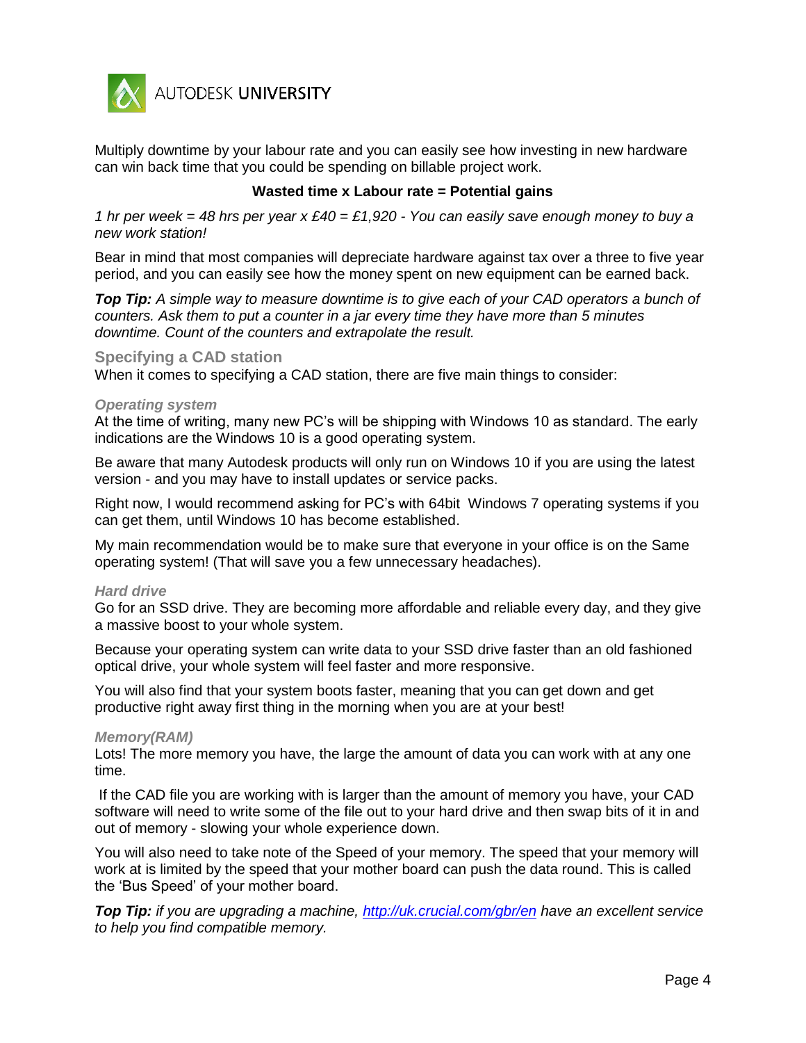Multiply downtime by your labour rate and you can easily see how investing in new hardware can win back time that you could be spending on billable project work.

**Wasted time x Labour rate = Potential gains**

*1 hr per week = 48 hrs per year x £40 = £1,920 - You can easily save enough money to buy a new work station!*

Bear in mind that most companies will depreciate hardware against tax over a three to five year period, and you can easily see how the money spent on new equipment can be earned back.

***Top Tip:*** *A simple way to measure downtime is to give each of your CAD operators a bunch of counters. Ask them to put a counter in a jar every time they have more than 5 minutes downtime. Count of the counters and extrapolate the result.*

## Specifying a CAD station

When it comes to specifying a CAD station, there are five main things to consider:

### *Operating system*

At the time of writing, many new PC's will be shipping with Windows 10 as standard. The early indications are the Windows 10 is a good operating system.

Be aware that many Autodesk products will only run on Windows 10 if you are using the latest version - and you may have to install updates or service packs.

Right now, I would recommend asking for PC's with 64bit Windows 7 operating systems if you can get them, until Windows 10 has become established.

My main recommendation would be to make sure that everyone in your office is on the Same operating system! (That will save you a few unnecessary headaches).

### *Hard drive*

Go for an SSD drive. They are becoming more affordable and reliable every day, and they give a massive boost to your whole system.

Because your operating system can write data to your SSD drive faster than an old fashioned optical drive, your whole system will feel faster and more responsive.

You will also find that your system boots faster, meaning that you can get down and get productive right away first thing in the morning when you are at your best!

### *Memory(RAM)*

Lots! The more memory you have, the large the amount of data you can work with at any one time.

If the CAD file you are working with is larger than the amount of memory you have, your CAD software will need to write some of the file out to your hard drive and then swap bits of it in and out of memory - slowing your whole experience down.

You will also need to take note of the Speed of your memory. The speed that your memory will work at is limited by the speed that your mother board can push the data round. This is called the 'Bus Speed' of your mother board.

***Top Tip:*** *if you are upgrading a machine, [http://uk.crucial.com/gbr/en](http://uk.crucial.com/gbr/en) have an excellent service to help you find compatible memory.*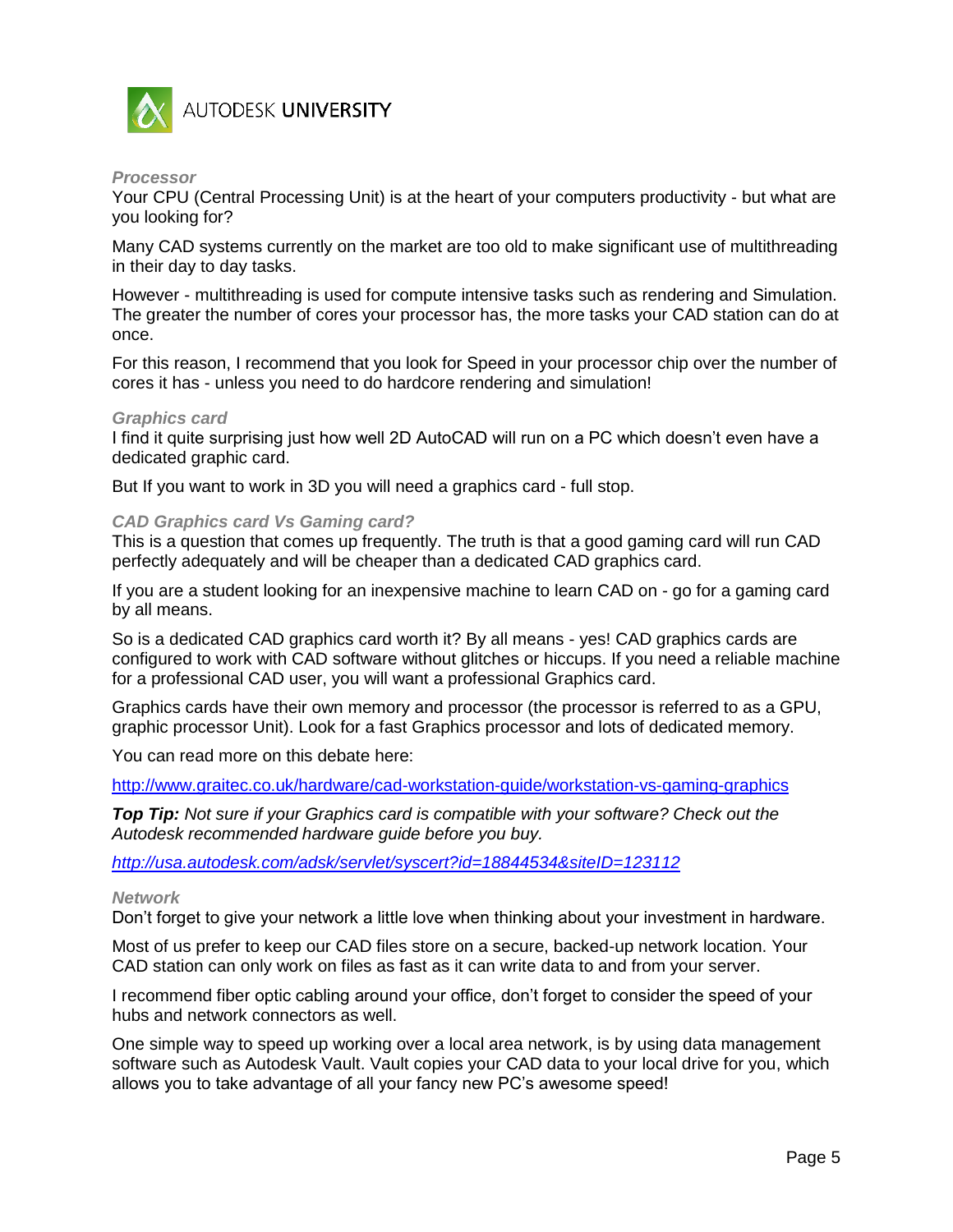### *Processor*

Your CPU (Central Processing Unit) is at the heart of your computers productivity - but what are you looking for?

Many CAD systems currently on the market are too old to make significant use of multithreading in their day to day tasks.

However - multithreading is used for compute intensive tasks such as rendering and Simulation. The greater the number of cores your processor has, the more tasks your CAD station can do at once.

For this reason, I recommend that you look for Speed in your processor chip over the number of cores it has - unless you need to do hardcore rendering and simulation!

### *Graphics card*

I find it quite surprising just how well 2D AutoCAD will run on a PC which doesn't even have a dedicated graphic card.

But If you want to work in 3D you will need a graphics card - full stop.

### *CAD Graphics card Vs Gaming card?*

This is a question that comes up frequently. The truth is that a good gaming card will run CAD perfectly adequately and will be cheaper than a dedicated CAD graphics card.

If you are a student looking for an inexpensive machine to learn CAD on - go for a gaming card by all means.

So is a dedicated CAD graphics card worth it? By all means - yes! CAD graphics cards are configured to work with CAD software without glitches or hiccups. If you need a reliable machine for a professional CAD user, you will want a professional Graphics card.

Graphics cards have their own memory and processor (the processor is referred to as a GPU, graphic processor Unit). Look for a fast Graphics processor and lots of dedicated memory.

You can read more on this debate here:

http://www.graitec.co.uk/hardware/cad-workstation-guide/workstation-vs-gaming-graphics

***Top Tip:*** *Not sure if your Graphics card is compatible with your software? Check out the Autodesk recommended hardware guide before you buy.*

*http://usa.autodesk.com/adsk/servlet/syscert?id=18844534&siteID=123112*

### *Network*

Don't forget to give your network a little love when thinking about your investment in hardware.

Most of us prefer to keep our CAD files store on a secure, backed-up network location. Your CAD station can only work on files as fast as it can write data to and from your server.

I recommend fiber optic cabling around your office, don't forget to consider the speed of your hubs and network connectors as well.

One simple way to speed up working over a local area network, is by using data management software such as Autodesk Vault. Vault copies your CAD data to your local drive for you, which allows you to take advantage of all your fancy new PC's awesome speed!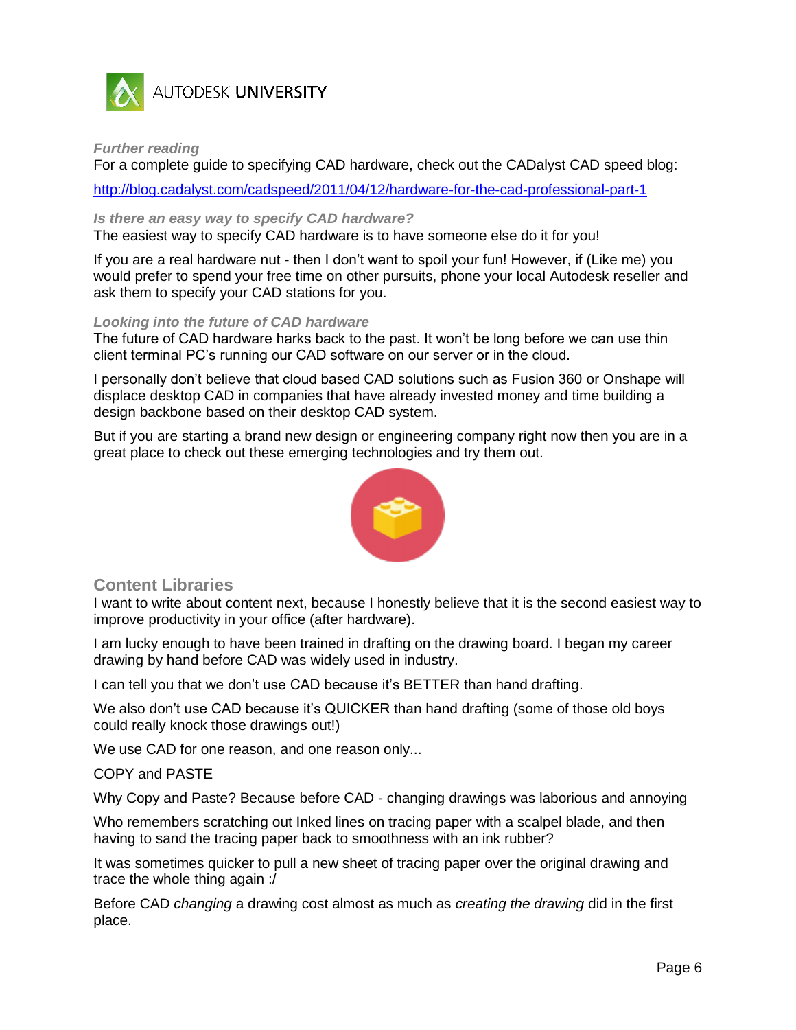### *Further reading*

For a complete guide to specifying CAD hardware, check out the CADalyst CAD speed blog:

http://blog.cadalyst.com/cadspeed/2011/04/12/hardware-for-the-cad-professional-part-1

### *Is there an easy way to specify CAD hardware?*

The easiest way to specify CAD hardware is to have someone else do it for you!

If you are a real hardware nut - then I don't want to spoil your fun! However, if (Like me) you would prefer to spend your free time on other pursuits, phone your local Autodesk reseller and ask them to specify your CAD stations for you.

### *Looking into the future of CAD hardware*

The future of CAD hardware harks back to the past. It won't be long before we can use thin client terminal PC's running our CAD software on our server or in the cloud.

I personally don't believe that cloud based CAD solutions such as Fusion 360 or Onshape will displace desktop CAD in companies that have already invested money and time building a design backbone based on their desktop CAD system.

But if you are starting a brand new design or engineering company right now then you are in a great place to check out these emerging technologies and try them out.

## Content Libraries

I want to write about content next, because I honestly believe that it is the second easiest way to improve productivity in your office (after hardware).

I am lucky enough to have been trained in drafting on the drawing board. I began my career drawing by hand before CAD was widely used in industry.

I can tell you that we don't use CAD because it's BETTER than hand drafting.

We also don't use CAD because it's QUICKER than hand drafting (some of those old boys could really knock those drawings out!)

We use CAD for one reason, and one reason only...

COPY and PASTE

Why Copy and Paste? Because before CAD - changing drawings was laborious and annoying

Who remembers scratching out Inked lines on tracing paper with a scalpel blade, and then having to sand the tracing paper back to smoothness with an ink rubber?

It was sometimes quicker to pull a new sheet of tracing paper over the original drawing and trace the whole thing again :/

Before CAD *changing* a drawing cost almost as much as *creating the drawing* did in the first place.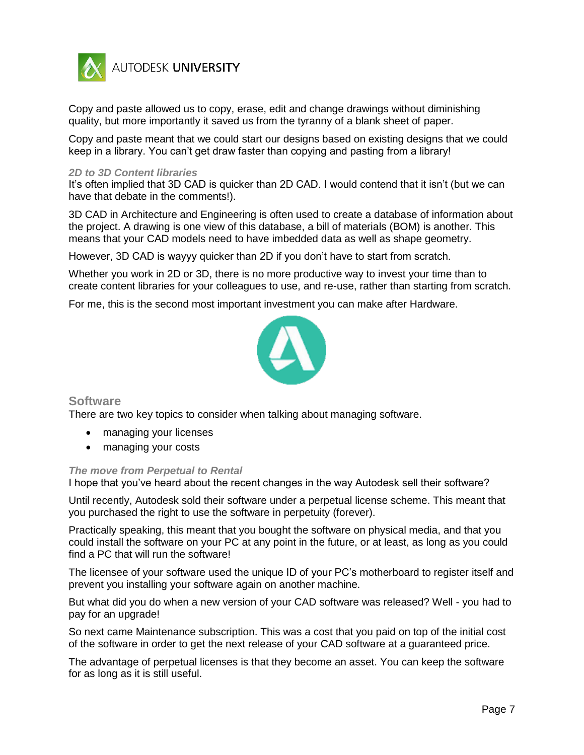Copy and paste allowed us to copy, erase, edit and change drawings without diminishing quality, but more importantly it saved us from the tyranny of a blank sheet of paper.

Copy and paste meant that we could start our designs based on existing designs that we could keep in a library. You can't get draw faster than copying and pasting from a library!

### *2D to 3D Content libraries*

It's often implied that 3D CAD is quicker than 2D CAD. I would contend that it isn't (but we can have that debate in the comments!).

3D CAD in Architecture and Engineering is often used to create a database of information about the project. A drawing is one view of this database, a bill of materials (BOM) is another. This means that your CAD models need to have imbedded data as well as shape geometry.

However, 3D CAD is wayyy quicker than 2D if you don't have to start from scratch.

Whether you work in 2D or 3D, there is no more productive way to invest your time than to create content libraries for your colleagues to use, and re-use, rather than starting from scratch.

For me, this is the second most important investment you can make after Hardware.

## Software

There are two key topics to consider when talking about managing software.

- managing your licenses
- managing your costs

### *The move from Perpetual to Rental*

I hope that you've heard about the recent changes in the way Autodesk sell their software?

Until recently, Autodesk sold their software under a perpetual license scheme. This meant that you purchased the right to use the software in perpetuity (forever).

Practically speaking, this meant that you bought the software on physical media, and that you could install the software on your PC at any point in the future, or at least, as long as you could find a PC that will run the software!

The licensee of your software used the unique ID of your PC's motherboard to register itself and prevent you installing your software again on another machine.

But what did you do when a new version of your CAD software was released? Well - you had to pay for an upgrade!

So next came Maintenance subscription. This was a cost that you paid on top of the initial cost of the software in order to get the next release of your CAD software at a guaranteed price.

The advantage of perpetual licenses is that they become an asset. You can keep the software for as long as it is still useful.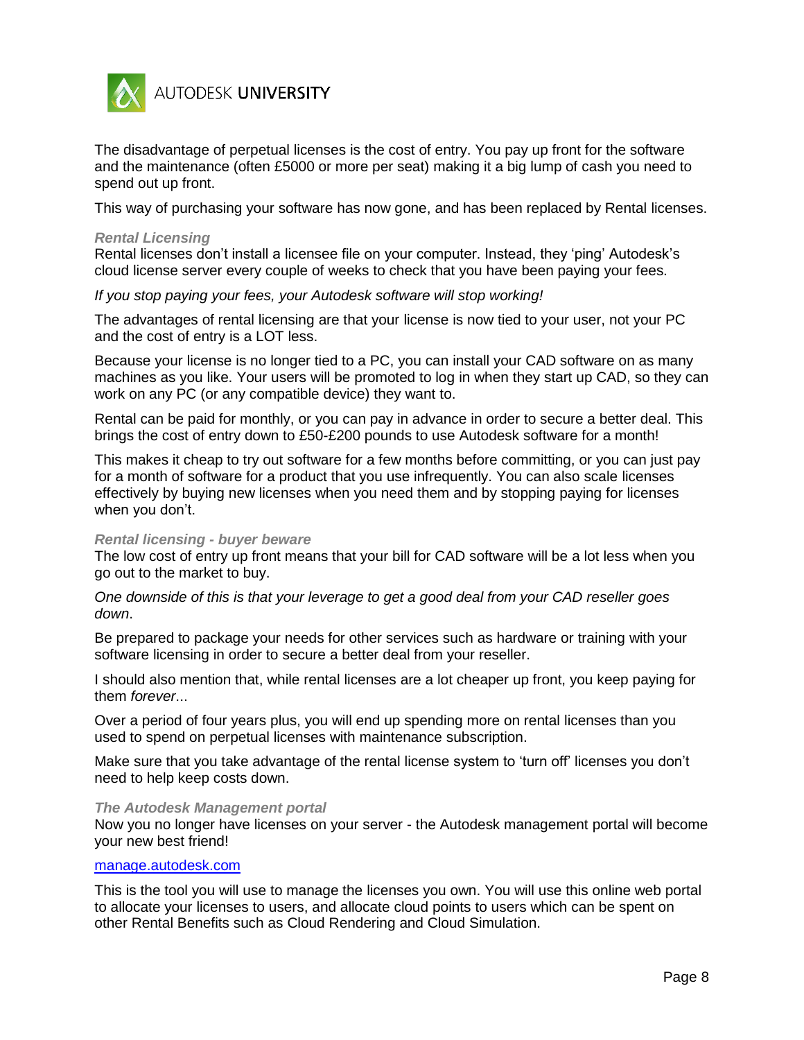The disadvantage of perpetual licenses is the cost of entry. You pay up front for the software and the maintenance (often £5000 or more per seat) making it a big lump of cash you need to spend out up front.

This way of purchasing your software has now gone, and has been replaced by Rental licenses.

### *Rental Licensing*

Rental licenses don't install a licensee file on your computer. Instead, they 'ping' Autodesk's cloud license server every couple of weeks to check that you have been paying your fees.

*If you stop paying your fees, your Autodesk software will stop working!*

The advantages of rental licensing are that your license is now tied to your user, not your PC and the cost of entry is a LOT less.

Because your license is no longer tied to a PC, you can install your CAD software on as many machines as you like. Your users will be promoted to log in when they start up CAD, so they can work on any PC (or any compatible device) they want to.

Rental can be paid for monthly, or you can pay in advance in order to secure a better deal. This brings the cost of entry down to £50-£200 pounds to use Autodesk software for a month!

This makes it cheap to try out software for a few months before committing, or you can just pay for a month of software for a product that you use infrequently. You can also scale licenses effectively by buying new licenses when you need them and by stopping paying for licenses when you don't.

### *Rental licensing - buyer beware*

The low cost of entry up front means that your bill for CAD software will be a lot less when you go out to the market to buy.

*One downside of this is that your leverage to get a good deal from your CAD reseller goes down*.

Be prepared to package your needs for other services such as hardware or training with your software licensing in order to secure a better deal from your reseller.

I should also mention that, while rental licenses are a lot cheaper up front, you keep paying for them *forever*...

Over a period of four years plus, you will end up spending more on rental licenses than you used to spend on perpetual licenses with maintenance subscription.

Make sure that you take advantage of the rental license system to 'turn off' licenses you don't need to help keep costs down.

### *The Autodesk Management portal*

Now you no longer have licenses on your server - the Autodesk management portal will become your new best friend!

[manage.autodesk.com](manage.autodesk.com)

This is the tool you will use to manage the licenses you own. You will use this online web portal to allocate your licenses to users, and allocate cloud points to users which can be spent on other Rental Benefits such as Cloud Rendering and Cloud Simulation.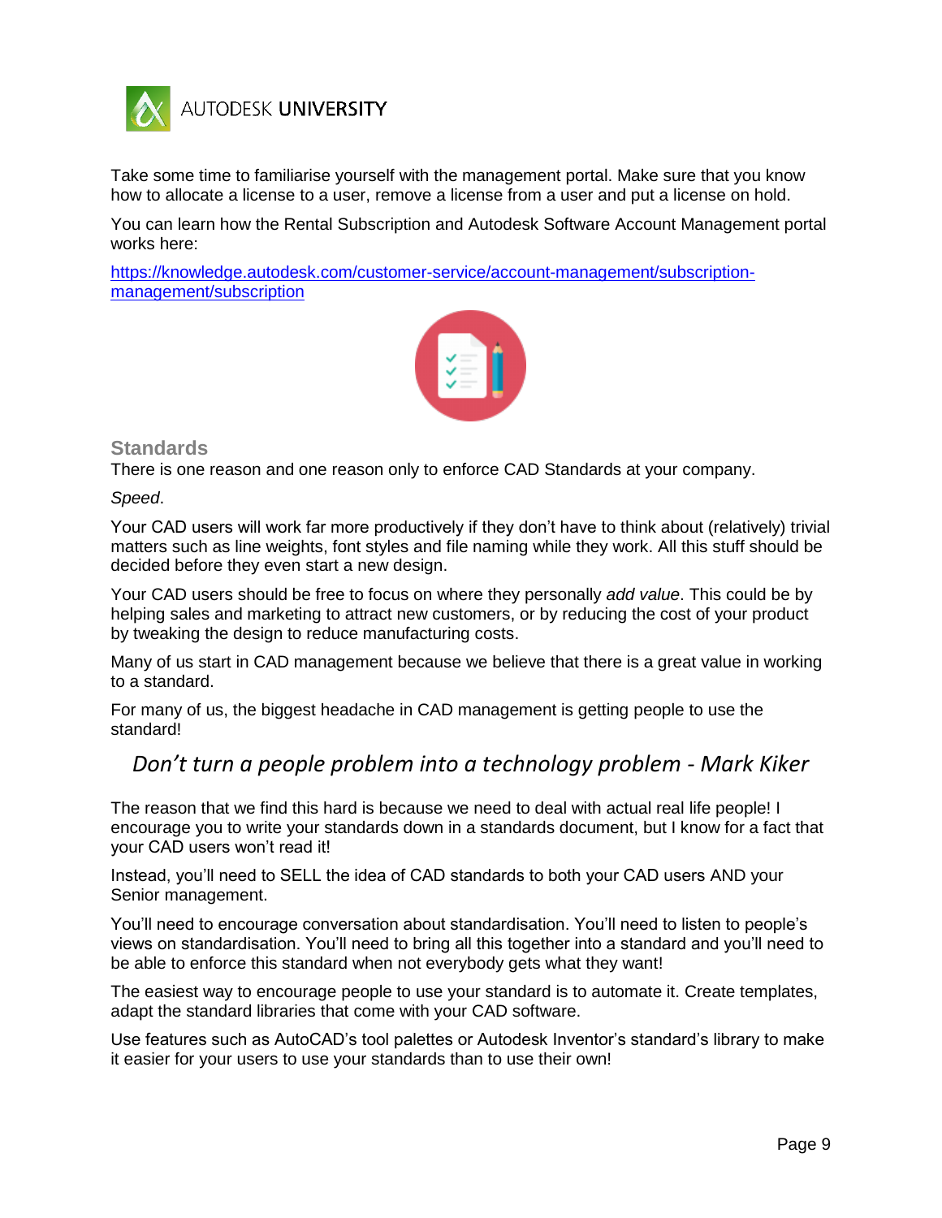Take some time to familiarise yourself with the management portal. Make sure that you know how to allocate a license to a user, remove a license from a user and put a license on hold.

You can learn how the Rental Subscription and Autodesk Software Account Management portal works here:

[https://knowledge.autodesk.com/customer-service/account-management/subscription-management/subscription](https://knowledge.autodesk.com/customer-service/account-management/subscription-management/subscription)

## Standards

There is one reason and one reason only to enforce CAD Standards at your company.

*Speed*.

Your CAD users will work far more productively if they don't have to think about (relatively) trivial matters such as line weights, font styles and file naming while they work. All this stuff should be decided before they even start a new design.

Your CAD users should be free to focus on where they personally *add value*. This could be by helping sales and marketing to attract new customers, or by reducing the cost of your product by tweaking the design to reduce manufacturing costs.

Many of us start in CAD management because we believe that there is a great value in working to a standard.

For many of us, the biggest headache in CAD management is getting people to use the standard!

> *Don't turn a people problem into a technology problem - Mark Kiker*

The reason that we find this hard is because we need to deal with actual real life people! I encourage you to write your standards down in a standards document, but I know for a fact that your CAD users won't read it!

Instead, you'll need to SELL the idea of CAD standards to both your CAD users AND your Senior management.

You'll need to encourage conversation about standardisation. You'll need to listen to people's views on standardisation. You'll need to bring all this together into a standard and you'll need to be able to enforce this standard when not everybody gets what they want!

The easiest way to encourage people to use your standard is to automate it. Create templates, adapt the standard libraries that come with your CAD software.

Use features such as AutoCAD's tool palettes or Autodesk Inventor's standard's library to make it easier for your users to use your standards than to use their own!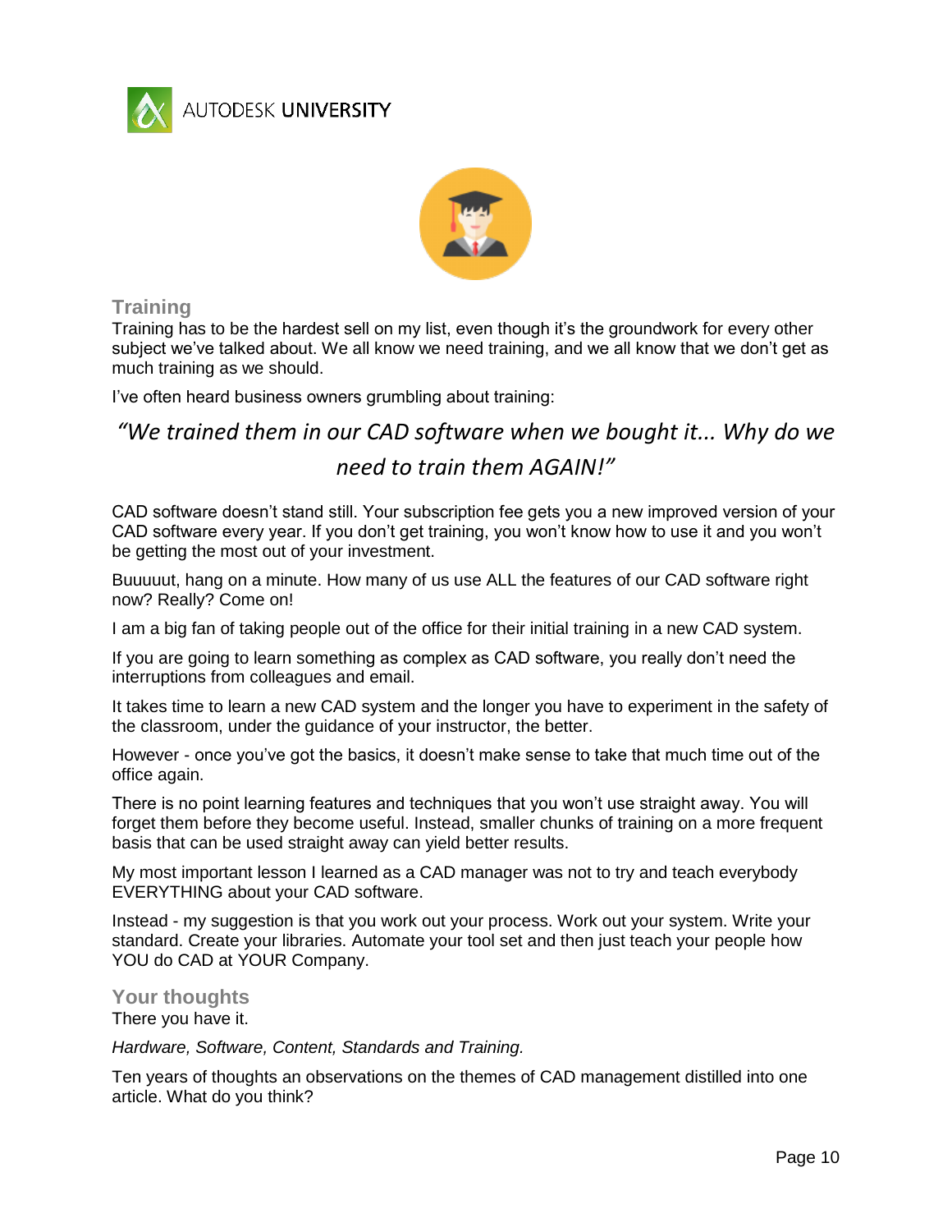## Training

Training has to be the hardest sell on my list, even though it's the groundwork for every other subject we've talked about. We all know we need training, and we all know that we don't get as much training as we should.

I've often heard business owners grumbling about training:

> *"We trained them in our CAD software when we bought it... Why do we need to train them AGAIN!"*

CAD software doesn't stand still. Your subscription fee gets you a new improved version of your CAD software every year. If you don't get training, you won't know how to use it and you won't be getting the most out of your investment.

Buuuuut, hang on a minute. How many of us use ALL the features of our CAD software right now? Really? Come on!

I am a big fan of taking people out of the office for their initial training in a new CAD system.

If you are going to learn something as complex as CAD software, you really don't need the interruptions from colleagues and email.

It takes time to learn a new CAD system and the longer you have to experiment in the safety of the classroom, under the guidance of your instructor, the better.

However - once you've got the basics, it doesn't make sense to take that much time out of the office again.

There is no point learning features and techniques that you won't use straight away. You will forget them before they become useful. Instead, smaller chunks of training on a more frequent basis that can be used straight away can yield better results.

My most important lesson I learned as a CAD manager was not to try and teach everybody EVERYTHING about your CAD software.

Instead - my suggestion is that you work out your process. Work out your system. Write your standard. Create your libraries. Automate your tool set and then just teach your people how YOU do CAD at YOUR Company.

## Your thoughts

There you have it.

*Hardware, Software, Content, Standards and Training.*

Ten years of thoughts an observations on the themes of CAD management distilled into one article. What do you think?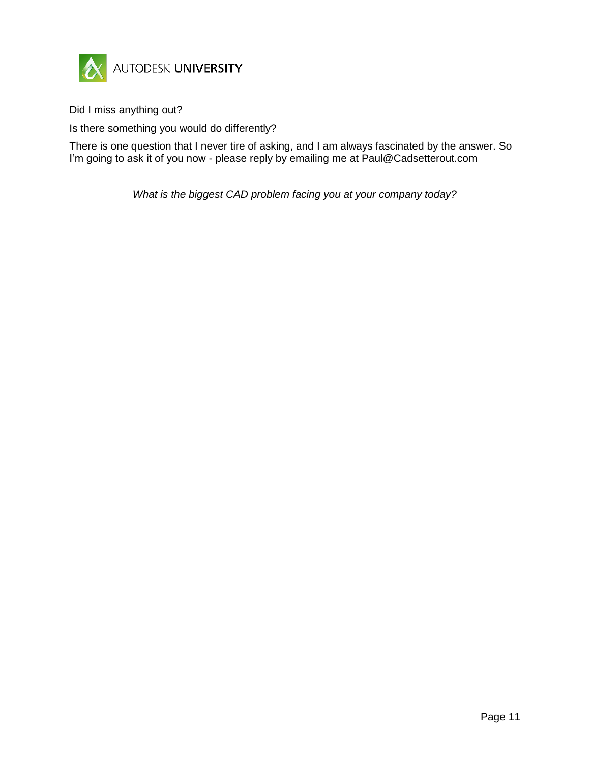Did I miss anything out?

Is there something you would do differently?

There is one question that I never tire of asking, and I am always fascinated by the answer. So I'm going to ask it of you now - please reply by emailing me at Paul@Cadsetterout.com

*What is the biggest CAD problem facing you at your company today?*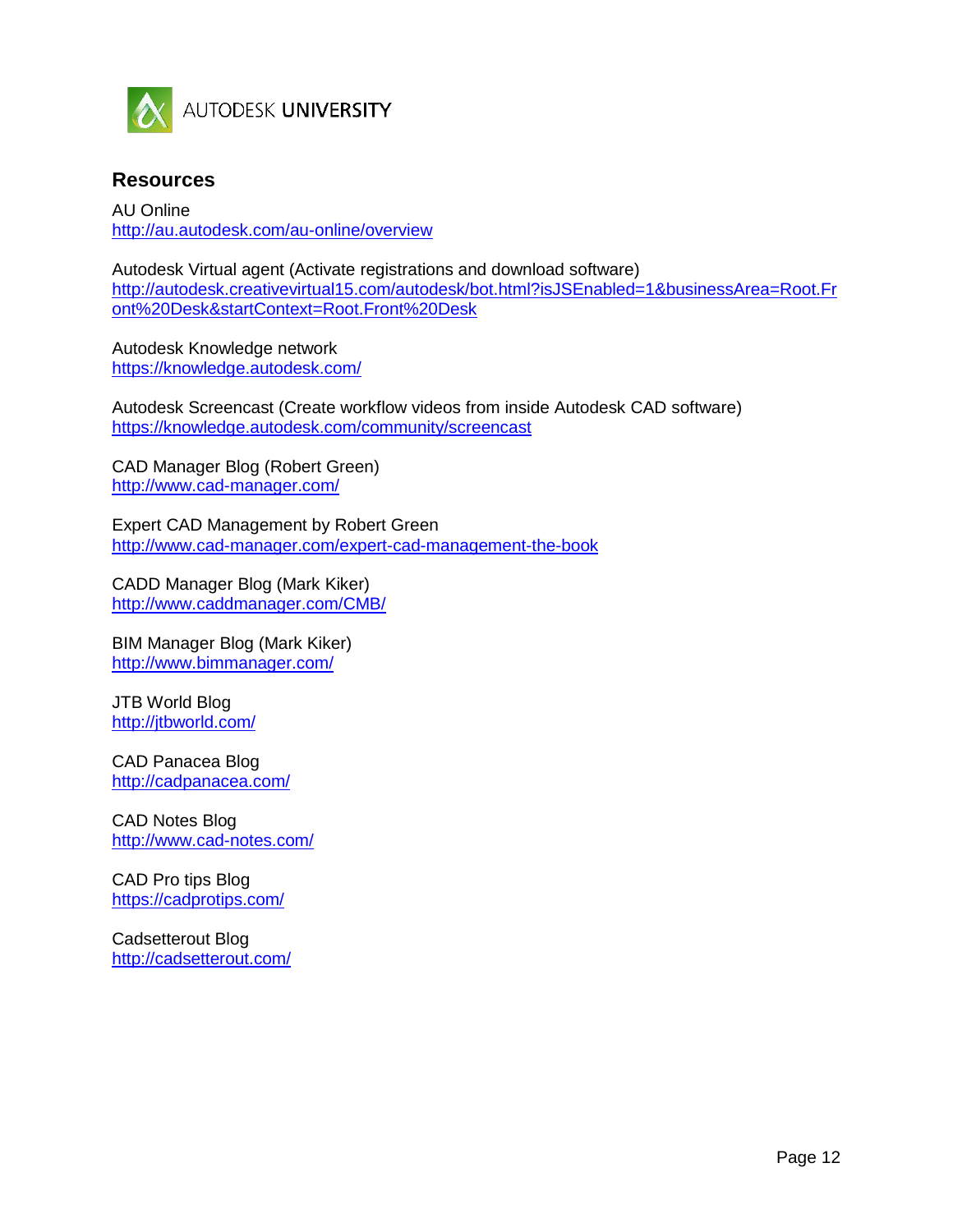## Resources

AU Online
http://au.autodesk.com/au-online/overview

Autodesk Virtual agent (Activate registrations and download software)
http://autodesk.creativevirtual15.com/autodesk/bot.html?isJSEnabled=1&businessArea=Root.Front%20Desk&startContext=Root.Front%20Desk

Autodesk Knowledge network
https://knowledge.autodesk.com/

Autodesk Screencast (Create workflow videos from inside Autodesk CAD software)
https://knowledge.autodesk.com/community/screencast

CAD Manager Blog (Robert Green)
http://www.cad-manager.com/

Expert CAD Management by Robert Green
http://www.cad-manager.com/expert-cad-management-the-book

CADD Manager Blog (Mark Kiker)
http://www.caddmanager.com/CMB/

BIM Manager Blog (Mark Kiker)
http://www.bimmanager.com/

JTB World Blog
http://jtbworld.com/

CAD Panacea Blog
http://cadpanacea.com/

CAD Notes Blog
http://www.cad-notes.com/

CAD Pro tips Blog
https://cadprotips.com/

Cadsetterout Blog
http://cadsetterout.com/